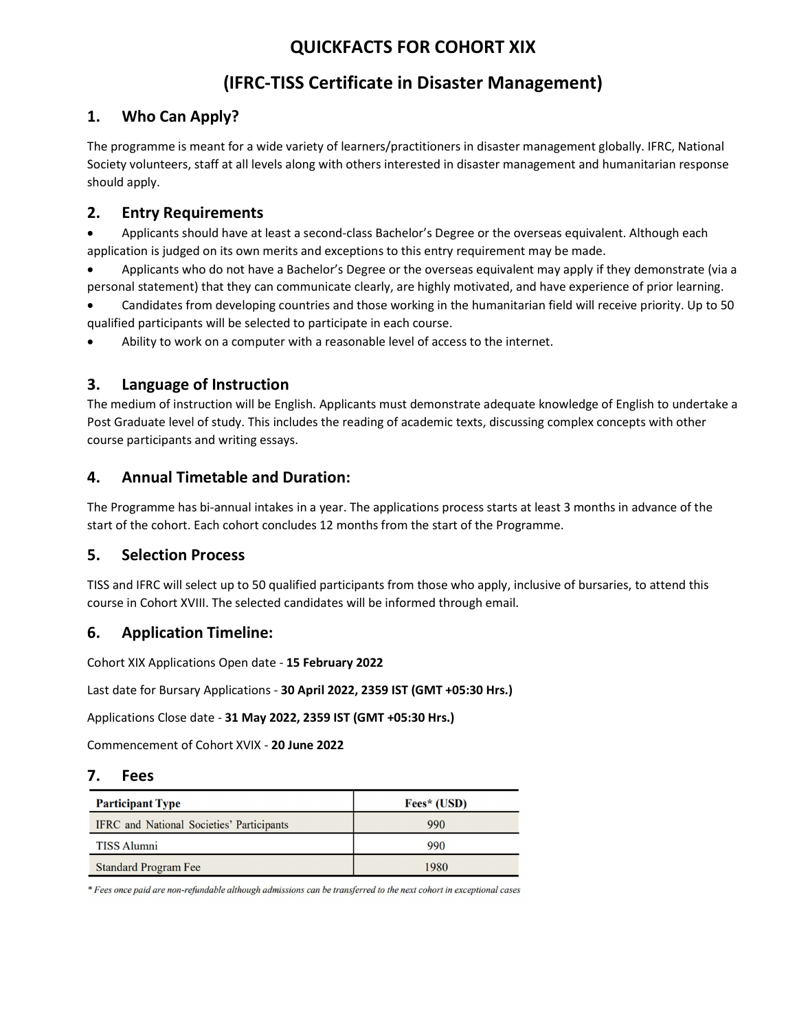# QUICKFACTS FOR COHORT XIX

# (IFRC-TISS Certificate in Disaster Management)

## 1. Who Can Apply?

The programme is meant for a wide variety of learners/practitioners in disaster management globally. IFRC, National Society volunteers, staff at all levels along with others interested in disaster management and humanitarian response should apply.

## 2. Entry Requirements

- Applicants should have at least a second-class Bachelor's Degree or the overseas equivalent. Although each application is judged on its own merits and exceptions to this entry requirement may be made.
- Applicants who do not have a Bachelor's Degree or the overseas equivalent may apply if they demonstrate (via a personal statement) that they can communicate clearly, are highly motivated, and have experience of prior learning.
- Candidates from developing countries and those working in the humanitarian field will receive priority. Up to 50 qualified participants will be selected to participate in each course.
- Ability to work on a computer with a reasonable level of access to the internet.

## 3. Language of Instruction

The medium of instruction will be English. Applicants must demonstrate adequate knowledge of English to undertake a Post Graduate level of study. This includes the reading of academic texts, discussing complex concepts with other course participants and writing essays.

## 4. Annual Timetable and Duration:

The Programme has bi-annual intakes in a year. The applications process starts at least 3 months in advance of the start of the cohort. Each cohort concludes 12 months from the start of the Programme.

## 5. Selection Process

TISS and IFRC will select up to 50 qualified participants from those who apply, inclusive of bursaries, to attend this course in Cohort XVIII. The selected candidates will be informed through email.

## 6. Application Timeline:

Cohort XIX Applications Open date - **15 February 2022**

Last date for Bursary Applications - **30 April 2022, 2359 IST (GMT +05:30 Hrs.)**

Applications Close date - **31 May 2022, 2359 IST (GMT +05:30 Hrs.)**

Commencement of Cohort XVIX - **20 June 2022**

## 7. Fees

| Participant Type | Fees* (USD) |
|---|---|
| IFRC and National Societies' Participants | 990 |
| TISS Alumni | 990 |
| Standard Program Fee | 1980 |

*\* Fees once paid are non-refundable although admissions can be transferred to the next cohort in exceptional cases*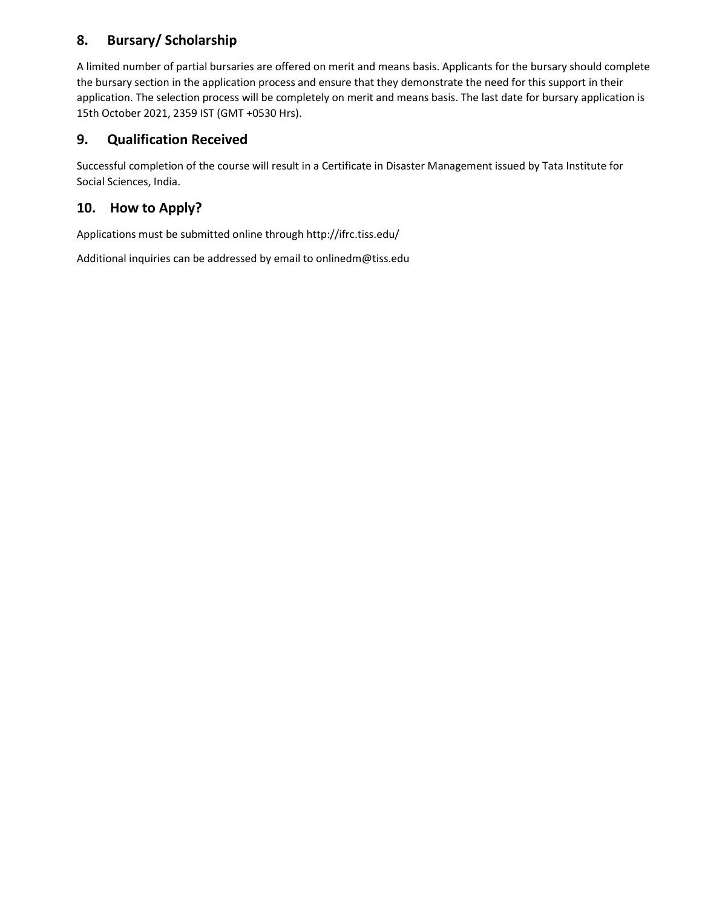## 8. Bursary/ Scholarship

A limited number of partial bursaries are offered on merit and means basis. Applicants for the bursary should complete the bursary section in the application process and ensure that they demonstrate the need for this support in their application. The selection process will be completely on merit and means basis. The last date for bursary application is 15th October 2021, 2359 IST (GMT +0530 Hrs).

## 9. Qualification Received

Successful completion of the course will result in a Certificate in Disaster Management issued by Tata Institute for Social Sciences, India.

## 10. How to Apply?

Applications must be submitted online through http://ifrc.tiss.edu/

Additional inquiries can be addressed by email to onlinedm@tiss.edu